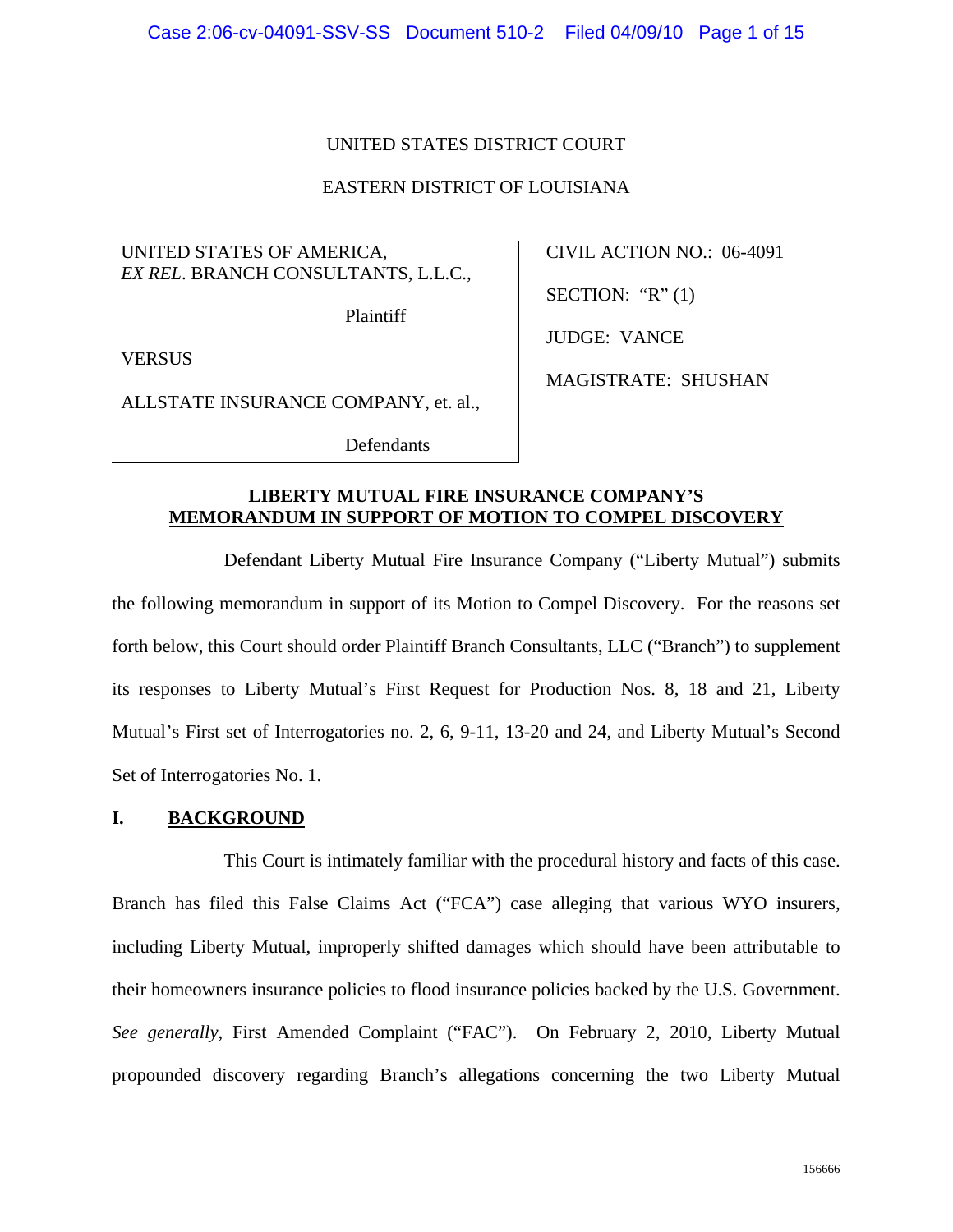UNITED STATES DISTRICT COURT

EASTERN DISTRICT OF LOUISIANA

| | |
|---|---|
| UNITED STATES OF AMERICA, *EX REL*. BRANCH CONSULTANTS, L.L.C., Plaintiff | CIVIL ACTION NO.: 06-4091 |
| | SECTION: "R" (1) |
| VERSUS | JUDGE: VANCE |
| | MAGISTRATE: SHUSHAN |
| ALLSTATE INSURANCE COMPANY, et. al., Defendants | |

**LIBERTY MUTUAL FIRE INSURANCE COMPANY'S**
**MEMORANDUM IN SUPPORT OF MOTION TO COMPEL DISCOVERY**

Defendant Liberty Mutual Fire Insurance Company ("Liberty Mutual") submits the following memorandum in support of its Motion to Compel Discovery. For the reasons set forth below, this Court should order Plaintiff Branch Consultants, LLC ("Branch") to supplement its responses to Liberty Mutual's First Request for Production Nos. 8, 18 and 21, Liberty Mutual's First set of Interrogatories no. 2, 6, 9-11, 13-20 and 24, and Liberty Mutual's Second Set of Interrogatories No. 1.

## I. BACKGROUND

This Court is intimately familiar with the procedural history and facts of this case. Branch has filed this False Claims Act ("FCA") case alleging that various WYO insurers, including Liberty Mutual, improperly shifted damages which should have been attributable to their homeowners insurance policies to flood insurance policies backed by the U.S. Government. *See generally*, First Amended Complaint ("FAC"). On February 2, 2010, Liberty Mutual propounded discovery regarding Branch's allegations concerning the two Liberty Mutual

156666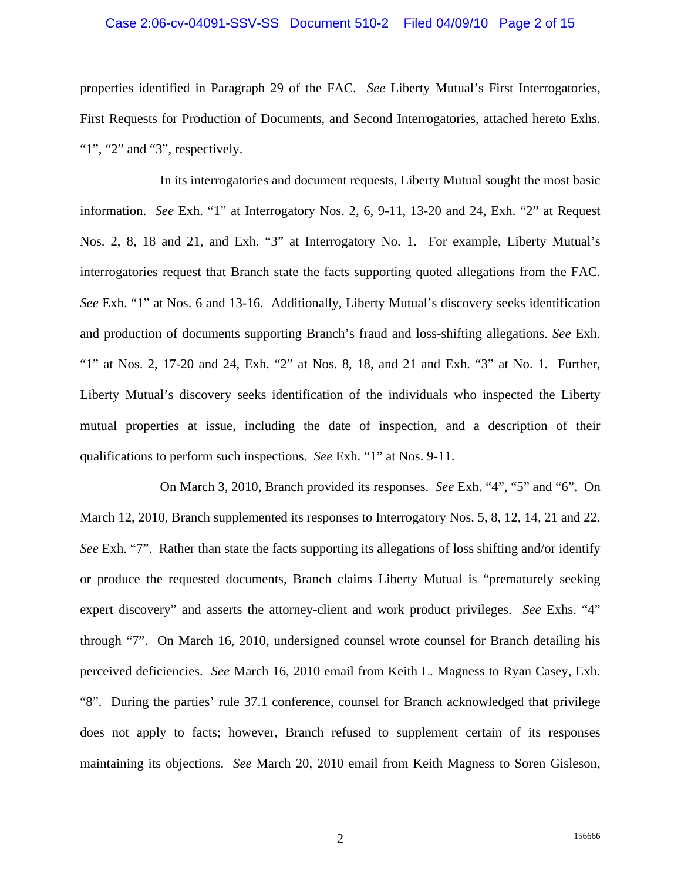properties identified in Paragraph 29 of the FAC. *See* Liberty Mutual's First Interrogatories, First Requests for Production of Documents, and Second Interrogatories, attached hereto Exhs. "1", "2" and "3", respectively.

In its interrogatories and document requests, Liberty Mutual sought the most basic information. *See* Exh. "1" at Interrogatory Nos. 2, 6, 9-11, 13-20 and 24, Exh. "2" at Request Nos. 2, 8, 18 and 21, and Exh. "3" at Interrogatory No. 1. For example, Liberty Mutual's interrogatories request that Branch state the facts supporting quoted allegations from the FAC. *See* Exh. "1" at Nos. 6 and 13-16. Additionally, Liberty Mutual's discovery seeks identification and production of documents supporting Branch's fraud and loss-shifting allegations. *See* Exh. "1" at Nos. 2, 17-20 and 24, Exh. "2" at Nos. 8, 18, and 21 and Exh. "3" at No. 1. Further, Liberty Mutual's discovery seeks identification of the individuals who inspected the Liberty mutual properties at issue, including the date of inspection, and a description of their qualifications to perform such inspections. *See* Exh. "1" at Nos. 9-11.

On March 3, 2010, Branch provided its responses. *See* Exh. "4", "5" and "6". On March 12, 2010, Branch supplemented its responses to Interrogatory Nos. 5, 8, 12, 14, 21 and 22. *See* Exh. "7". Rather than state the facts supporting its allegations of loss shifting and/or identify or produce the requested documents, Branch claims Liberty Mutual is "prematurely seeking expert discovery" and asserts the attorney-client and work product privileges. *See* Exhs. "4" through "7". On March 16, 2010, undersigned counsel wrote counsel for Branch detailing his perceived deficiencies. *See* March 16, 2010 email from Keith L. Magness to Ryan Casey, Exh. "8". During the parties' rule 37.1 conference, counsel for Branch acknowledged that privilege does not apply to facts; however, Branch refused to supplement certain of its responses maintaining its objections. *See* March 20, 2010 email from Keith Magness to Soren Gisleson,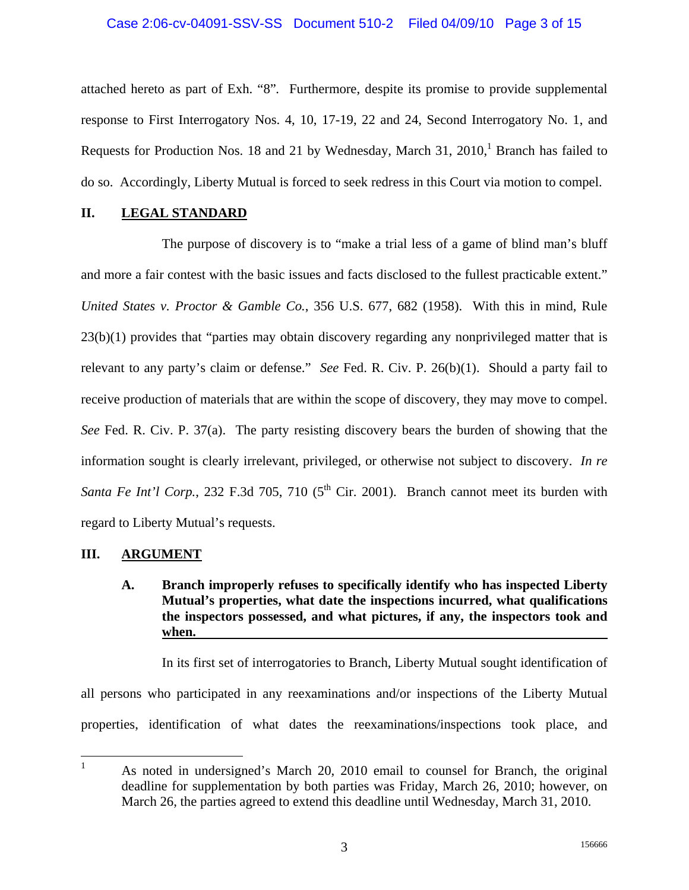attached hereto as part of Exh. "8". Furthermore, despite its promise to provide supplemental response to First Interrogatory Nos. 4, 10, 17-19, 22 and 24, Second Interrogatory No. 1, and Requests for Production Nos. 18 and 21 by Wednesday, March 31, 2010,[1] Branch has failed to do so. Accordingly, Liberty Mutual is forced to seek redress in this Court via motion to compel.

## II. LEGAL STANDARD

The purpose of discovery is to "make a trial less of a game of blind man's bluff and more a fair contest with the basic issues and facts disclosed to the fullest practicable extent." *United States v. Proctor & Gamble Co.*, 356 U.S. 677, 682 (1958). With this in mind, Rule 23(b)(1) provides that "parties may obtain discovery regarding any nonprivileged matter that is relevant to any party's claim or defense." *See* Fed. R. Civ. P. 26(b)(1). Should a party fail to receive production of materials that are within the scope of discovery, they may move to compel. *See* Fed. R. Civ. P. 37(a). The party resisting discovery bears the burden of showing that the information sought is clearly irrelevant, privileged, or otherwise not subject to discovery. *In re Santa Fe Int'l Corp.*, 232 F.3d 705, 710 (5th Cir. 2001). Branch cannot meet its burden with regard to Liberty Mutual's requests.

## III. ARGUMENT

### A. Branch improperly refuses to specifically identify who has inspected Liberty Mutual's properties, what date the inspections incurred, what qualifications the inspectors possessed, and what pictures, if any, the inspectors took and when.

In its first set of interrogatories to Branch, Liberty Mutual sought identification of all persons who participated in any reexaminations and/or inspections of the Liberty Mutual properties, identification of what dates the reexaminations/inspections took place, and

---

[1] As noted in undersigned's March 20, 2010 email to counsel for Branch, the original deadline for supplementation by both parties was Friday, March 26, 2010; however, on March 26, the parties agreed to extend this deadline until Wednesday, March 31, 2010.

156666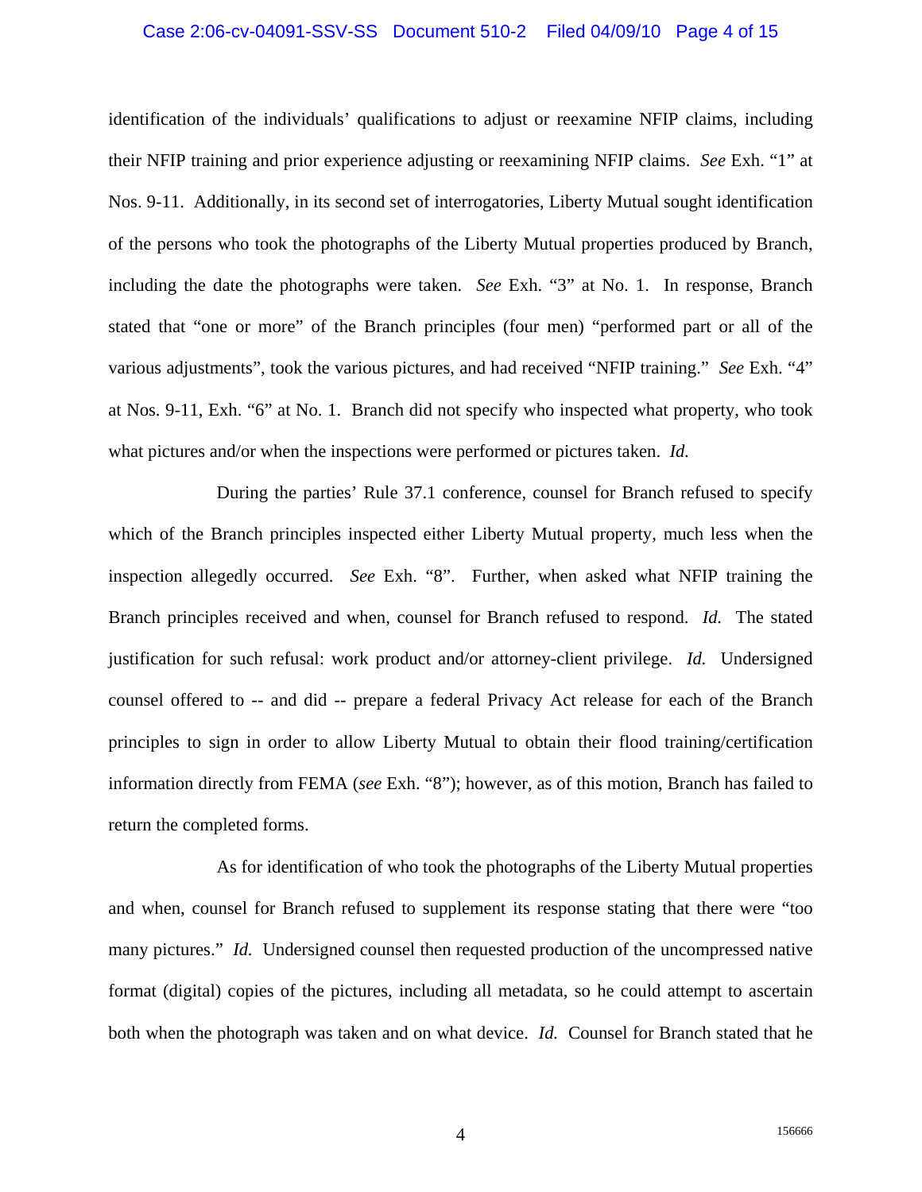identification of the individuals' qualifications to adjust or reexamine NFIP claims, including their NFIP training and prior experience adjusting or reexamining NFIP claims. *See* Exh. "1" at Nos. 9-11. Additionally, in its second set of interrogatories, Liberty Mutual sought identification of the persons who took the photographs of the Liberty Mutual properties produced by Branch, including the date the photographs were taken. *See* Exh. "3" at No. 1. In response, Branch stated that "one or more" of the Branch principles (four men) "performed part or all of the various adjustments", took the various pictures, and had received "NFIP training." *See* Exh. "4" at Nos. 9-11, Exh. "6" at No. 1. Branch did not specify who inspected what property, who took what pictures and/or when the inspections were performed or pictures taken. *Id.*

During the parties' Rule 37.1 conference, counsel for Branch refused to specify which of the Branch principles inspected either Liberty Mutual property, much less when the inspection allegedly occurred. *See* Exh. "8". Further, when asked what NFIP training the Branch principles received and when, counsel for Branch refused to respond. *Id.* The stated justification for such refusal: work product and/or attorney-client privilege. *Id.* Undersigned counsel offered to -- and did -- prepare a federal Privacy Act release for each of the Branch principles to sign in order to allow Liberty Mutual to obtain their flood training/certification information directly from FEMA (*see* Exh. "8"); however, as of this motion, Branch has failed to return the completed forms.

As for identification of who took the photographs of the Liberty Mutual properties and when, counsel for Branch refused to supplement its response stating that there were "too many pictures." *Id.* Undersigned counsel then requested production of the uncompressed native format (digital) copies of the pictures, including all metadata, so he could attempt to ascertain both when the photograph was taken and on what device. *Id.* Counsel for Branch stated that he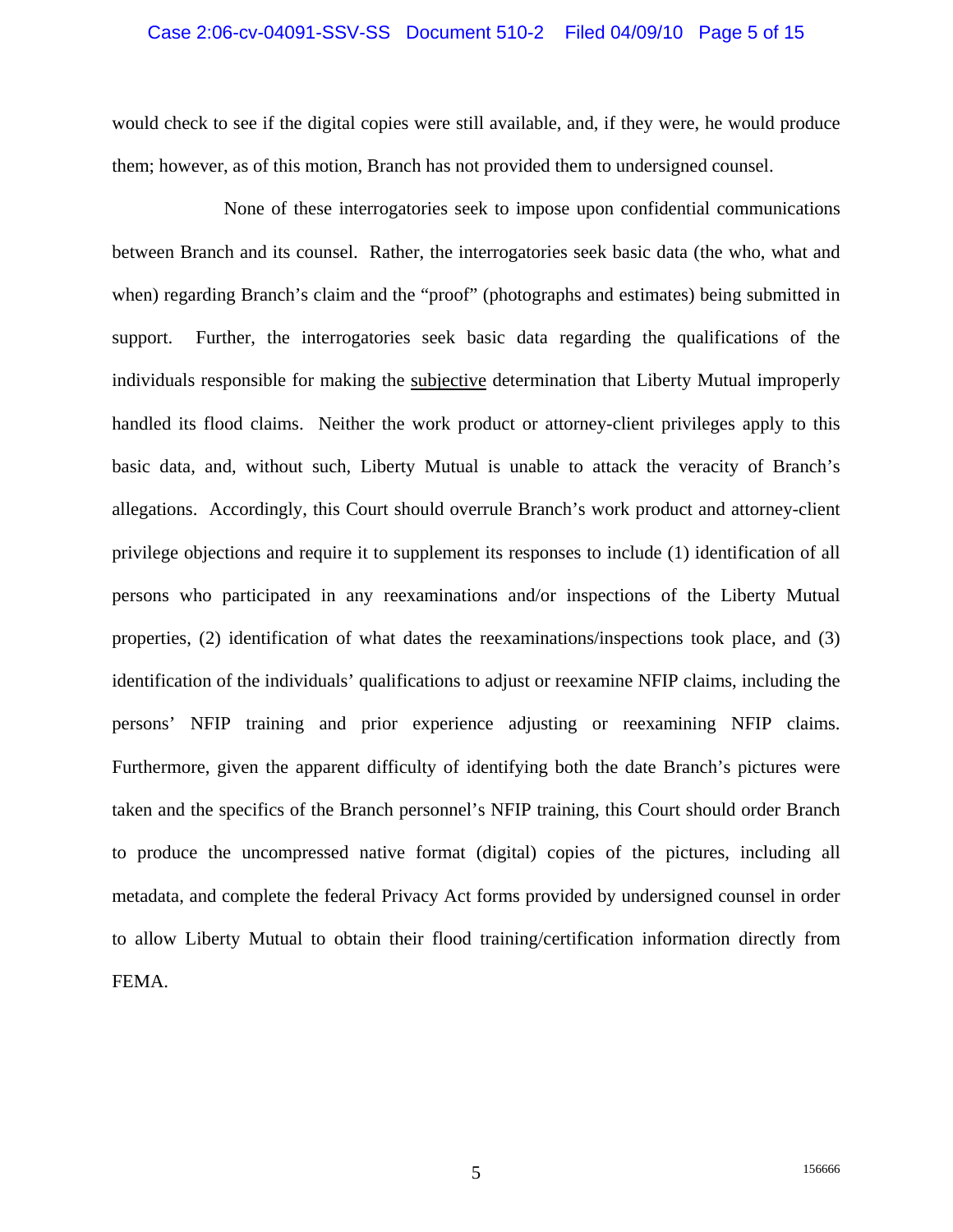would check to see if the digital copies were still available, and, if they were, he would produce them; however, as of this motion, Branch has not provided them to undersigned counsel.

None of these interrogatories seek to impose upon confidential communications between Branch and its counsel. Rather, the interrogatories seek basic data (the who, what and when) regarding Branch's claim and the "proof" (photographs and estimates) being submitted in support. Further, the interrogatories seek basic data regarding the qualifications of the individuals responsible for making the <u>subjective</u> determination that Liberty Mutual improperly handled its flood claims. Neither the work product or attorney-client privileges apply to this basic data, and, without such, Liberty Mutual is unable to attack the veracity of Branch's allegations. Accordingly, this Court should overrule Branch's work product and attorney-client privilege objections and require it to supplement its responses to include (1) identification of all persons who participated in any reexaminations and/or inspections of the Liberty Mutual properties, (2) identification of what dates the reexaminations/inspections took place, and (3) identification of the individuals' qualifications to adjust or reexamine NFIP claims, including the persons' NFIP training and prior experience adjusting or reexamining NFIP claims. Furthermore, given the apparent difficulty of identifying both the date Branch's pictures were taken and the specifics of the Branch personnel's NFIP training, this Court should order Branch to produce the uncompressed native format (digital) copies of the pictures, including all metadata, and complete the federal Privacy Act forms provided by undersigned counsel in order to allow Liberty Mutual to obtain their flood training/certification information directly from FEMA.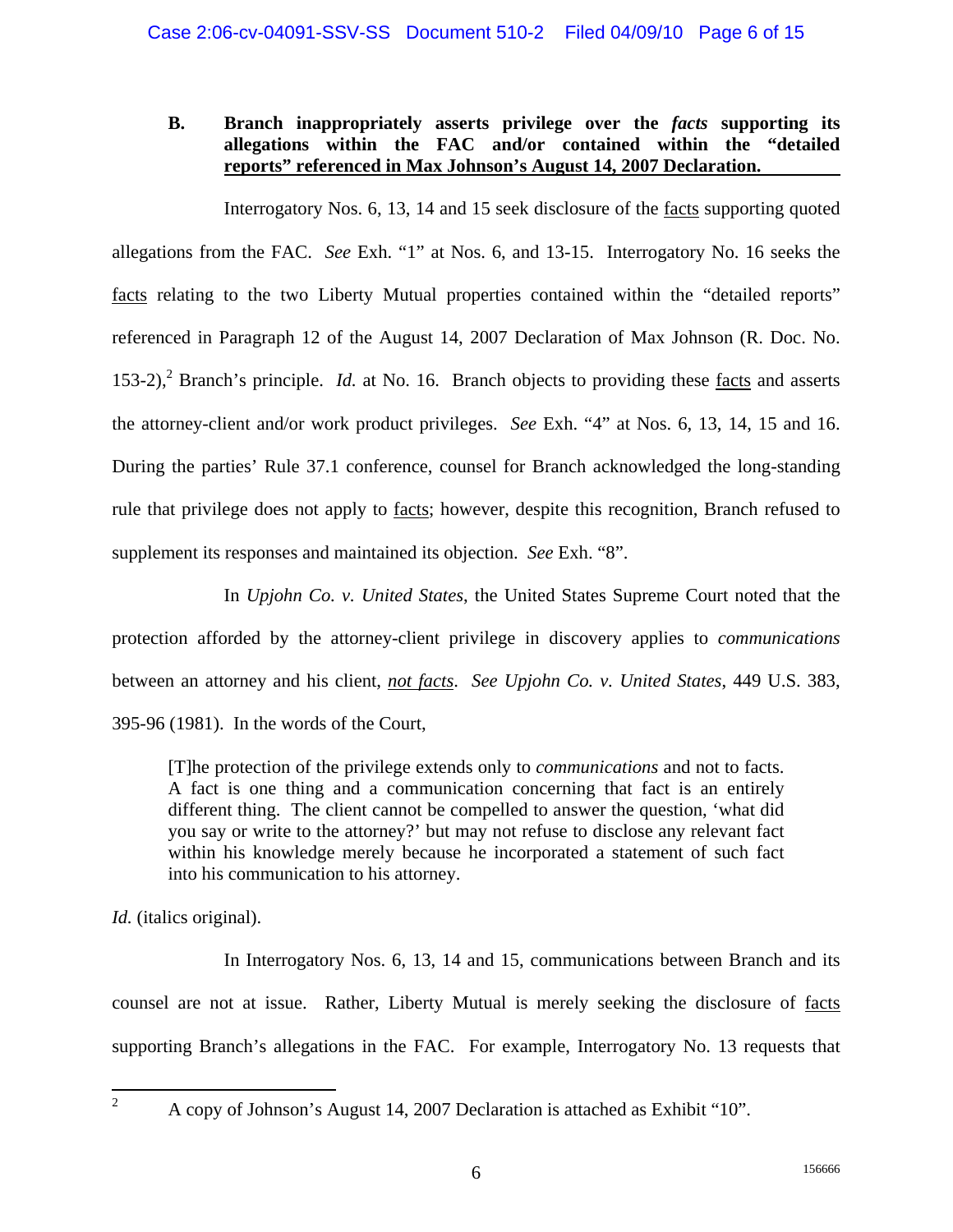**B. Branch inappropriately asserts privilege over the *facts* supporting its allegations within the FAC and/or contained within the "detailed reports" referenced in Max Johnson's August 14, 2007 Declaration.**

Interrogatory Nos. 6, 13, 14 and 15 seek disclosure of the facts supporting quoted allegations from the FAC. *See* Exh. "1" at Nos. 6, and 13-15. Interrogatory No. 16 seeks the facts relating to the two Liberty Mutual properties contained within the "detailed reports" referenced in Paragraph 12 of the August 14, 2007 Declaration of Max Johnson (R. Doc. No. 153-2),[2] Branch's principle. *Id.* at No. 16. Branch objects to providing these facts and asserts the attorney-client and/or work product privileges. *See* Exh. "4" at Nos. 6, 13, 14, 15 and 16. During the parties' Rule 37.1 conference, counsel for Branch acknowledged the long-standing rule that privilege does not apply to facts; however, despite this recognition, Branch refused to supplement its responses and maintained its objection. *See* Exh. "8".

In *Upjohn Co. v. United States*, the United States Supreme Court noted that the protection afforded by the attorney-client privilege in discovery applies to *communications* between an attorney and his client, ***not facts***. *See Upjohn Co. v. United States*, 449 U.S. 383, 395-96 (1981). In the words of the Court,

> [T]he protection of the privilege extends only to *communications* and not to facts. A fact is one thing and a communication concerning that fact is an entirely different thing. The client cannot be compelled to answer the question, 'what did you say or write to the attorney?' but may not refuse to disclose any relevant fact within his knowledge merely because he incorporated a statement of such fact into his communication to his attorney.

*Id.* (italics original).

In Interrogatory Nos. 6, 13, 14 and 15, communications between Branch and its counsel are not at issue. Rather, Liberty Mutual is merely seeking the disclosure of facts supporting Branch's allegations in the FAC. For example, Interrogatory No. 13 requests that

---

[2] A copy of Johnson's August 14, 2007 Declaration is attached as Exhibit "10".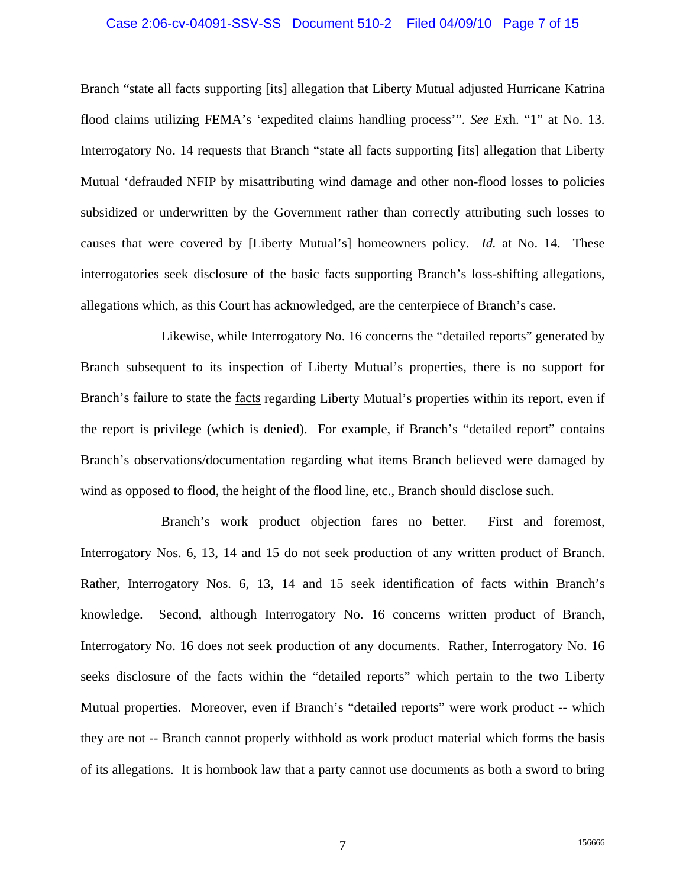Branch "state all facts supporting [its] allegation that Liberty Mutual adjusted Hurricane Katrina flood claims utilizing FEMA's 'expedited claims handling process'". *See* Exh. "1" at No. 13. Interrogatory No. 14 requests that Branch "state all facts supporting [its] allegation that Liberty Mutual 'defrauded NFIP by misattributing wind damage and other non-flood losses to policies subsidized or underwritten by the Government rather than correctly attributing such losses to causes that were covered by [Liberty Mutual's] homeowners policy. *Id.* at No. 14. These interrogatories seek disclosure of the basic facts supporting Branch's loss-shifting allegations, allegations which, as this Court has acknowledged, are the centerpiece of Branch's case.

Likewise, while Interrogatory No. 16 concerns the "detailed reports" generated by Branch subsequent to its inspection of Liberty Mutual's properties, there is no support for Branch's failure to state the <u>facts</u> regarding Liberty Mutual's properties within its report, even if the report is privilege (which is denied). For example, if Branch's "detailed report" contains Branch's observations/documentation regarding what items Branch believed were damaged by wind as opposed to flood, the height of the flood line, etc., Branch should disclose such.

Branch's work product objection fares no better. First and foremost, Interrogatory Nos. 6, 13, 14 and 15 do not seek production of any written product of Branch. Rather, Interrogatory Nos. 6, 13, 14 and 15 seek identification of facts within Branch's knowledge. Second, although Interrogatory No. 16 concerns written product of Branch, Interrogatory No. 16 does not seek production of any documents. Rather, Interrogatory No. 16 seeks disclosure of the facts within the "detailed reports" which pertain to the two Liberty Mutual properties. Moreover, even if Branch's "detailed reports" were work product -- which they are not -- Branch cannot properly withhold as work product material which forms the basis of its allegations. It is hornbook law that a party cannot use documents as both a sword to bring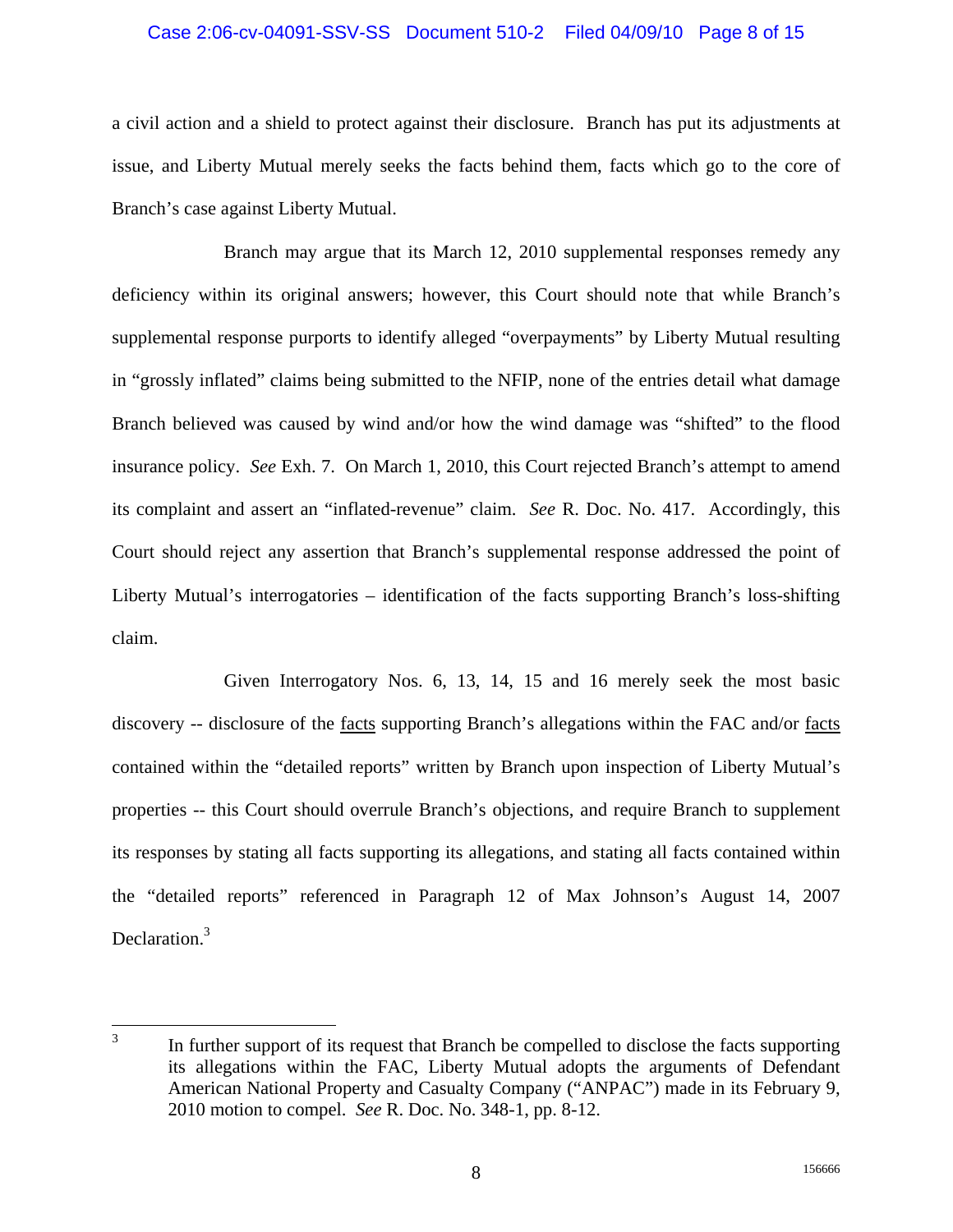a civil action and a shield to protect against their disclosure. Branch has put its adjustments at issue, and Liberty Mutual merely seeks the facts behind them, facts which go to the core of Branch's case against Liberty Mutual.

Branch may argue that its March 12, 2010 supplemental responses remedy any deficiency within its original answers; however, this Court should note that while Branch's supplemental response purports to identify alleged "overpayments" by Liberty Mutual resulting in "grossly inflated" claims being submitted to the NFIP, none of the entries detail what damage Branch believed was caused by wind and/or how the wind damage was "shifted" to the flood insurance policy. *See* Exh. 7. On March 1, 2010, this Court rejected Branch's attempt to amend its complaint and assert an "inflated-revenue" claim. *See* R. Doc. No. 417. Accordingly, this Court should reject any assertion that Branch's supplemental response addressed the point of Liberty Mutual's interrogatories – identification of the facts supporting Branch's loss-shifting claim.

Given Interrogatory Nos. 6, 13, 14, 15 and 16 merely seek the most basic discovery -- disclosure of the <u>facts</u> supporting Branch's allegations within the FAC and/or <u>facts</u> contained within the "detailed reports" written by Branch upon inspection of Liberty Mutual's properties -- this Court should overrule Branch's objections, and require Branch to supplement its responses by stating all facts supporting its allegations, and stating all facts contained within the "detailed reports" referenced in Paragraph 12 of Max Johnson's August 14, 2007 Declaration.[3]

---

[3] In further support of its request that Branch be compelled to disclose the facts supporting its allegations within the FAC, Liberty Mutual adopts the arguments of Defendant American National Property and Casualty Company ("ANPAC") made in its February 9, 2010 motion to compel. *See* R. Doc. No. 348-1, pp. 8-12.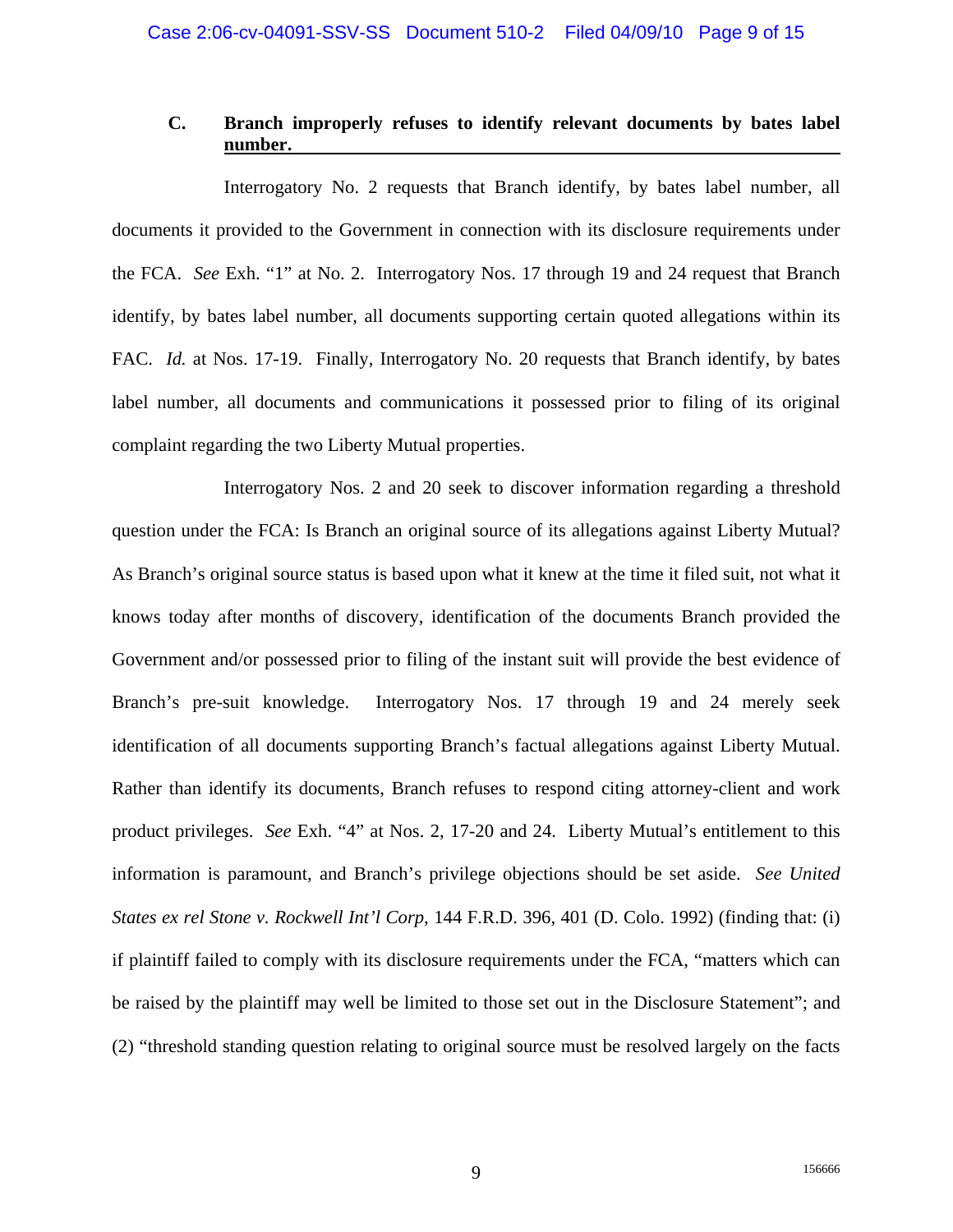### C. Branch improperly refuses to identify relevant documents by bates label number.

Interrogatory No. 2 requests that Branch identify, by bates label number, all documents it provided to the Government in connection with its disclosure requirements under the FCA. *See* Exh. "1" at No. 2. Interrogatory Nos. 17 through 19 and 24 request that Branch identify, by bates label number, all documents supporting certain quoted allegations within its FAC. *Id.* at Nos. 17-19. Finally, Interrogatory No. 20 requests that Branch identify, by bates label number, all documents and communications it possessed prior to filing of its original complaint regarding the two Liberty Mutual properties.

Interrogatory Nos. 2 and 20 seek to discover information regarding a threshold question under the FCA: Is Branch an original source of its allegations against Liberty Mutual? As Branch's original source status is based upon what it knew at the time it filed suit, not what it knows today after months of discovery, identification of the documents Branch provided the Government and/or possessed prior to filing of the instant suit will provide the best evidence of Branch's pre-suit knowledge. Interrogatory Nos. 17 through 19 and 24 merely seek identification of all documents supporting Branch's factual allegations against Liberty Mutual. Rather than identify its documents, Branch refuses to respond citing attorney-client and work product privileges. *See* Exh. "4" at Nos. 2, 17-20 and 24. Liberty Mutual's entitlement to this information is paramount, and Branch's privilege objections should be set aside. *See United States ex rel Stone v. Rockwell Int'l Corp*, 144 F.R.D. 396, 401 (D. Colo. 1992) (finding that: (i) if plaintiff failed to comply with its disclosure requirements under the FCA, "matters which can be raised by the plaintiff may well be limited to those set out in the Disclosure Statement"; and (2) "threshold standing question relating to original source must be resolved largely on the facts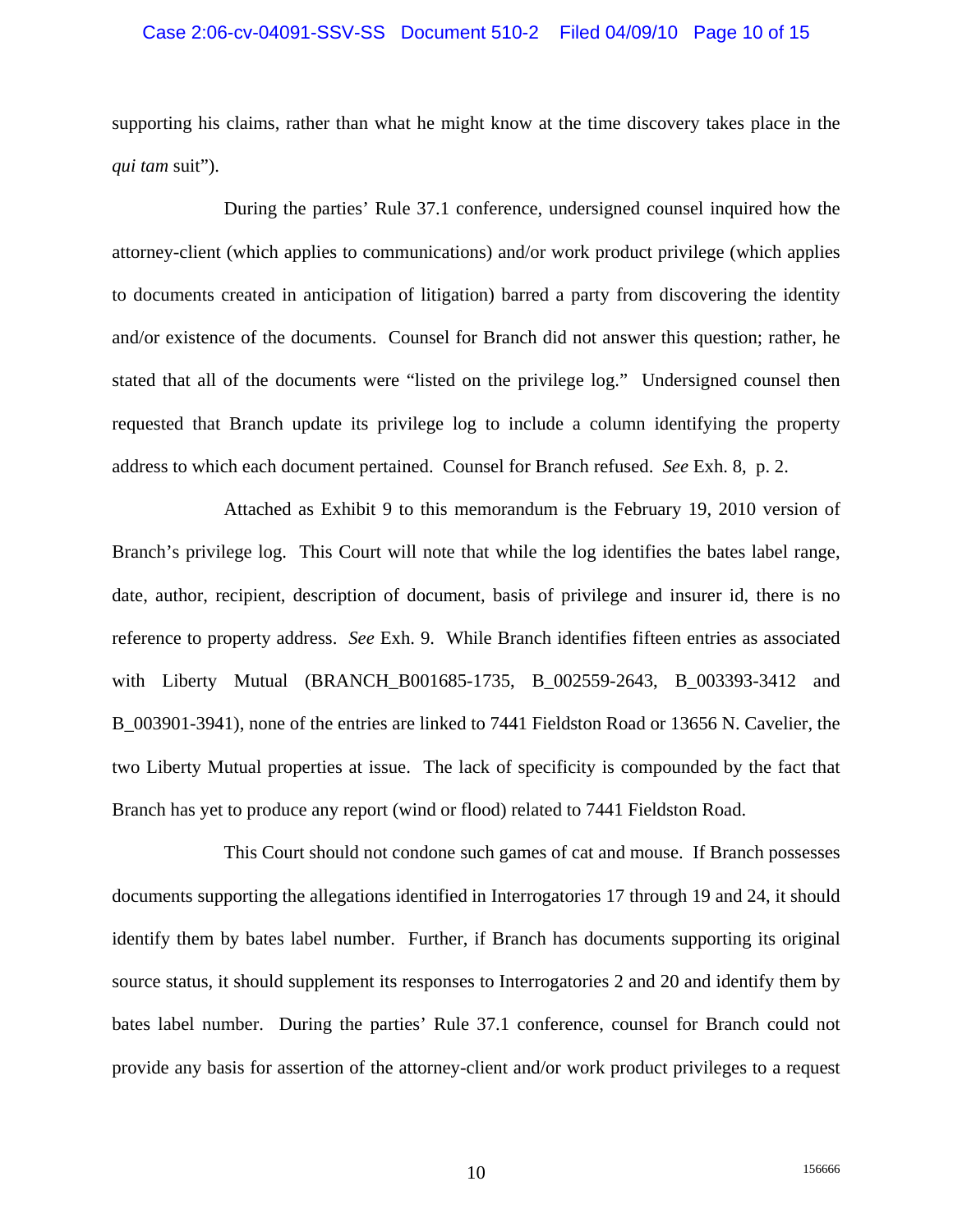supporting his claims, rather than what he might know at the time discovery takes place in the *qui tam* suit").

During the parties' Rule 37.1 conference, undersigned counsel inquired how the attorney-client (which applies to communications) and/or work product privilege (which applies to documents created in anticipation of litigation) barred a party from discovering the identity and/or existence of the documents. Counsel for Branch did not answer this question; rather, he stated that all of the documents were "listed on the privilege log." Undersigned counsel then requested that Branch update its privilege log to include a column identifying the property address to which each document pertained. Counsel for Branch refused. *See* Exh. 8, p. 2.

Attached as Exhibit 9 to this memorandum is the February 19, 2010 version of Branch's privilege log. This Court will note that while the log identifies the bates label range, date, author, recipient, description of document, basis of privilege and insurer id, there is no reference to property address. *See* Exh. 9. While Branch identifies fifteen entries as associated with Liberty Mutual (BRANCH_B001685-1735, B_002559-2643, B_003393-3412 and B_003901-3941), none of the entries are linked to 7441 Fieldston Road or 13656 N. Cavelier, the two Liberty Mutual properties at issue. The lack of specificity is compounded by the fact that Branch has yet to produce any report (wind or flood) related to 7441 Fieldston Road.

This Court should not condone such games of cat and mouse. If Branch possesses documents supporting the allegations identified in Interrogatories 17 through 19 and 24, it should identify them by bates label number. Further, if Branch has documents supporting its original source status, it should supplement its responses to Interrogatories 2 and 20 and identify them by bates label number. During the parties' Rule 37.1 conference, counsel for Branch could not provide any basis for assertion of the attorney-client and/or work product privileges to a request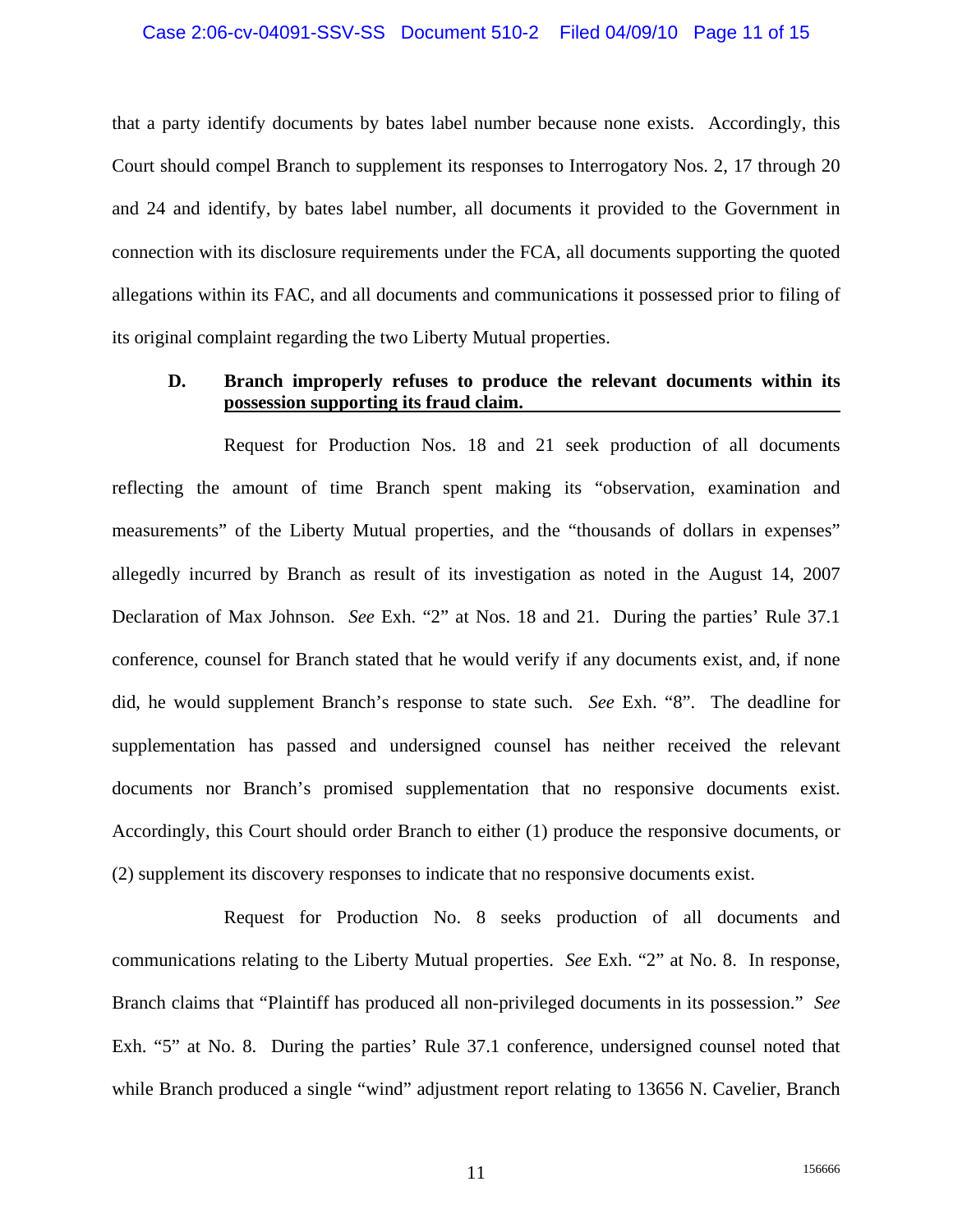that a party identify documents by bates label number because none exists. Accordingly, this Court should compel Branch to supplement its responses to Interrogatory Nos. 2, 17 through 20 and 24 and identify, by bates label number, all documents it provided to the Government in connection with its disclosure requirements under the FCA, all documents supporting the quoted allegations within its FAC, and all documents and communications it possessed prior to filing of its original complaint regarding the two Liberty Mutual properties.

**D. Branch improperly refuses to produce the relevant documents within its possession supporting its fraud claim.**

Request for Production Nos. 18 and 21 seek production of all documents reflecting the amount of time Branch spent making its "observation, examination and measurements" of the Liberty Mutual properties, and the "thousands of dollars in expenses" allegedly incurred by Branch as result of its investigation as noted in the August 14, 2007 Declaration of Max Johnson. *See* Exh. "2" at Nos. 18 and 21. During the parties' Rule 37.1 conference, counsel for Branch stated that he would verify if any documents exist, and, if none did, he would supplement Branch's response to state such. *See* Exh. "8". The deadline for supplementation has passed and undersigned counsel has neither received the relevant documents nor Branch's promised supplementation that no responsive documents exist. Accordingly, this Court should order Branch to either (1) produce the responsive documents, or (2) supplement its discovery responses to indicate that no responsive documents exist.

Request for Production No. 8 seeks production of all documents and communications relating to the Liberty Mutual properties. *See* Exh. "2" at No. 8. In response, Branch claims that "Plaintiff has produced all non-privileged documents in its possession." *See* Exh. "5" at No. 8. During the parties' Rule 37.1 conference, undersigned counsel noted that while Branch produced a single "wind" adjustment report relating to 13656 N. Cavelier, Branch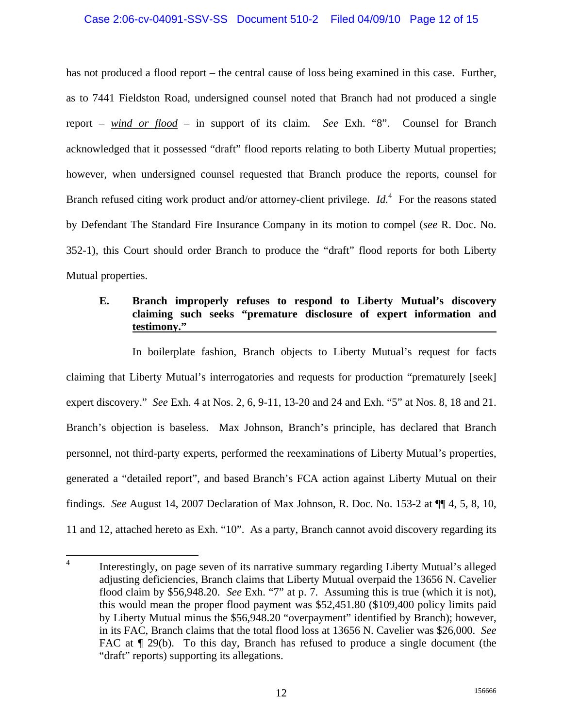has not produced a flood report – the central cause of loss being examined in this case. Further, as to 7441 Fieldston Road, undersigned counsel noted that Branch had not produced a single report – *wind or flood* – in support of its claim. *See* Exh. "8". Counsel for Branch acknowledged that it possessed "draft" flood reports relating to both Liberty Mutual properties; however, when undersigned counsel requested that Branch produce the reports, counsel for Branch refused citing work product and/or attorney-client privilege. *Id.*[4] For the reasons stated by Defendant The Standard Fire Insurance Company in its motion to compel (*see* R. Doc. No. 352-1), this Court should order Branch to produce the "draft" flood reports for both Liberty Mutual properties.

### E. Branch improperly refuses to respond to Liberty Mutual's discovery claiming such seeks "premature disclosure of expert information and testimony."

In boilerplate fashion, Branch objects to Liberty Mutual's request for facts claiming that Liberty Mutual's interrogatories and requests for production "prematurely [seek] expert discovery." *See* Exh. 4 at Nos. 2, 6, 9-11, 13-20 and 24 and Exh. "5" at Nos. 8, 18 and 21. Branch's objection is baseless. Max Johnson, Branch's principle, has declared that Branch personnel, not third-party experts, performed the reexaminations of Liberty Mutual's properties, generated a "detailed report", and based Branch's FCA action against Liberty Mutual on their findings. *See* August 14, 2007 Declaration of Max Johnson, R. Doc. No. 153-2 at ¶¶ 4, 5, 8, 10, 11 and 12, attached hereto as Exh. "10". As a party, Branch cannot avoid discovery regarding its

---

[4] Interestingly, on page seven of its narrative summary regarding Liberty Mutual's alleged adjusting deficiencies, Branch claims that Liberty Mutual overpaid the 13656 N. Cavelier flood claim by $56,948.20. *See* Exh. "7" at p. 7. Assuming this is true (which it is not), this would mean the proper flood payment was $52,451.80 ($109,400 policy limits paid by Liberty Mutual minus the $56,948.20 "overpayment" identified by Branch); however, in its FAC, Branch claims that the total flood loss at 13656 N. Cavelier was $26,000. *See* FAC at ¶ 29(b). To this day, Branch has refused to produce a single document (the "draft" reports) supporting its allegations.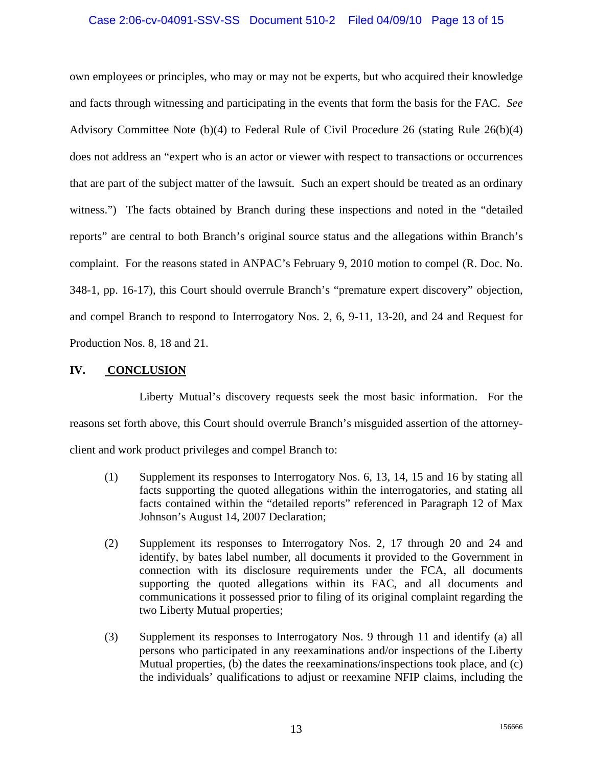own employees or principles, who may or may not be experts, but who acquired their knowledge and facts through witnessing and participating in the events that form the basis for the FAC. *See* Advisory Committee Note (b)(4) to Federal Rule of Civil Procedure 26 (stating Rule 26(b)(4) does not address an "expert who is an actor or viewer with respect to transactions or occurrences that are part of the subject matter of the lawsuit. Such an expert should be treated as an ordinary witness.") The facts obtained by Branch during these inspections and noted in the "detailed reports" are central to both Branch's original source status and the allegations within Branch's complaint. For the reasons stated in ANPAC's February 9, 2010 motion to compel (R. Doc. No. 348-1, pp. 16-17), this Court should overrule Branch's "premature expert discovery" objection, and compel Branch to respond to Interrogatory Nos. 2, 6, 9-11, 13-20, and 24 and Request for Production Nos. 8, 18 and 21.

## IV. CONCLUSION

Liberty Mutual's discovery requests seek the most basic information. For the reasons set forth above, this Court should overrule Branch's misguided assertion of the attorney-client and work product privileges and compel Branch to:

(1) Supplement its responses to Interrogatory Nos. 6, 13, 14, 15 and 16 by stating all facts supporting the quoted allegations within the interrogatories, and stating all facts contained within the "detailed reports" referenced in Paragraph 12 of Max Johnson's August 14, 2007 Declaration;

(2) Supplement its responses to Interrogatory Nos. 2, 17 through 20 and 24 and identify, by bates label number, all documents it provided to the Government in connection with its disclosure requirements under the FCA, all documents supporting the quoted allegations within its FAC, and all documents and communications it possessed prior to filing of its original complaint regarding the two Liberty Mutual properties;

(3) Supplement its responses to Interrogatory Nos. 9 through 11 and identify (a) all persons who participated in any reexaminations and/or inspections of the Liberty Mutual properties, (b) the dates the reexaminations/inspections took place, and (c) the individuals' qualifications to adjust or reexamine NFIP claims, including the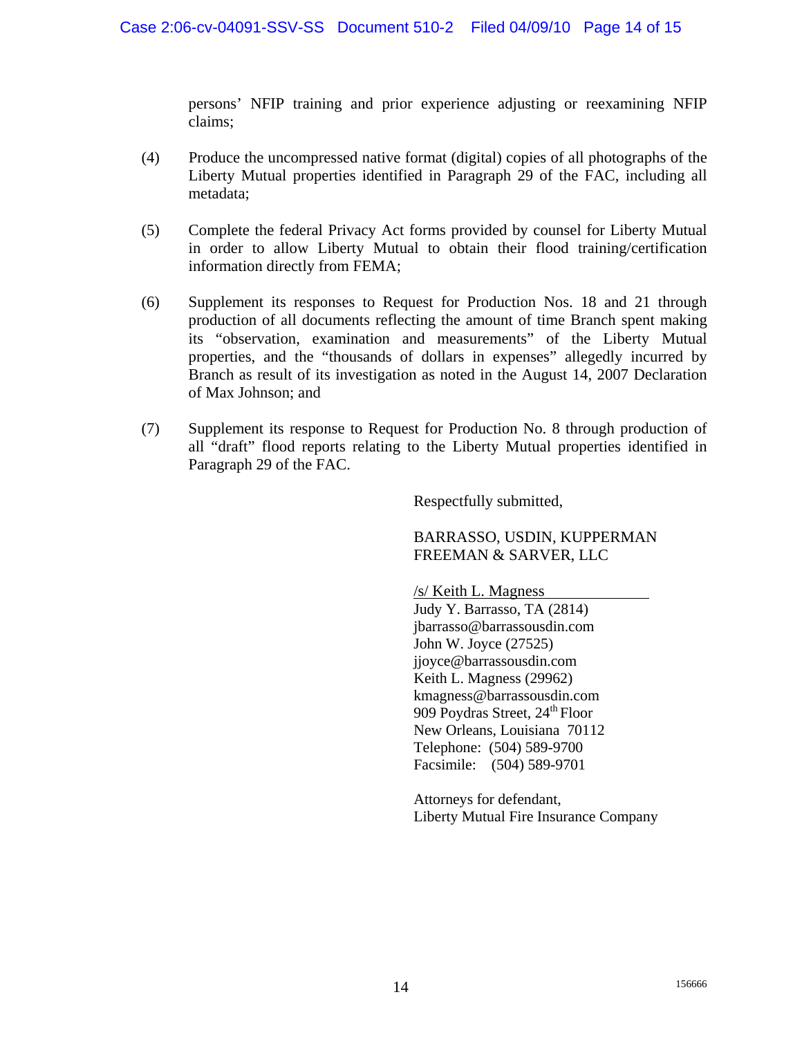persons' NFIP training and prior experience adjusting or reexamining NFIP claims;

(4) Produce the uncompressed native format (digital) copies of all photographs of the Liberty Mutual properties identified in Paragraph 29 of the FAC, including all metadata;

(5) Complete the federal Privacy Act forms provided by counsel for Liberty Mutual in order to allow Liberty Mutual to obtain their flood training/certification information directly from FEMA;

(6) Supplement its responses to Request for Production Nos. 18 and 21 through production of all documents reflecting the amount of time Branch spent making its "observation, examination and measurements" of the Liberty Mutual properties, and the "thousands of dollars in expenses" allegedly incurred by Branch as result of its investigation as noted in the August 14, 2007 Declaration of Max Johnson; and

(7) Supplement its response to Request for Production No. 8 through production of all "draft" flood reports relating to the Liberty Mutual properties identified in Paragraph 29 of the FAC.

Respectfully submitted,

BARRASSO, USDIN, KUPPERMAN
FREEMAN & SARVER, LLC

/s/ Keith L. Magness
Judy Y. Barrasso, TA (2814)
jbarrasso@barrassousdin.com
John W. Joyce (27525)
jjoyce@barrassousdin.com
Keith L. Magness (29962)
kmagness@barrassousdin.com
909 Poydras Street, 24th Floor
New Orleans, Louisiana 70112
Telephone: (504) 589-9700
Facsimile: (504) 589-9701

Attorneys for defendant,
Liberty Mutual Fire Insurance Company

156666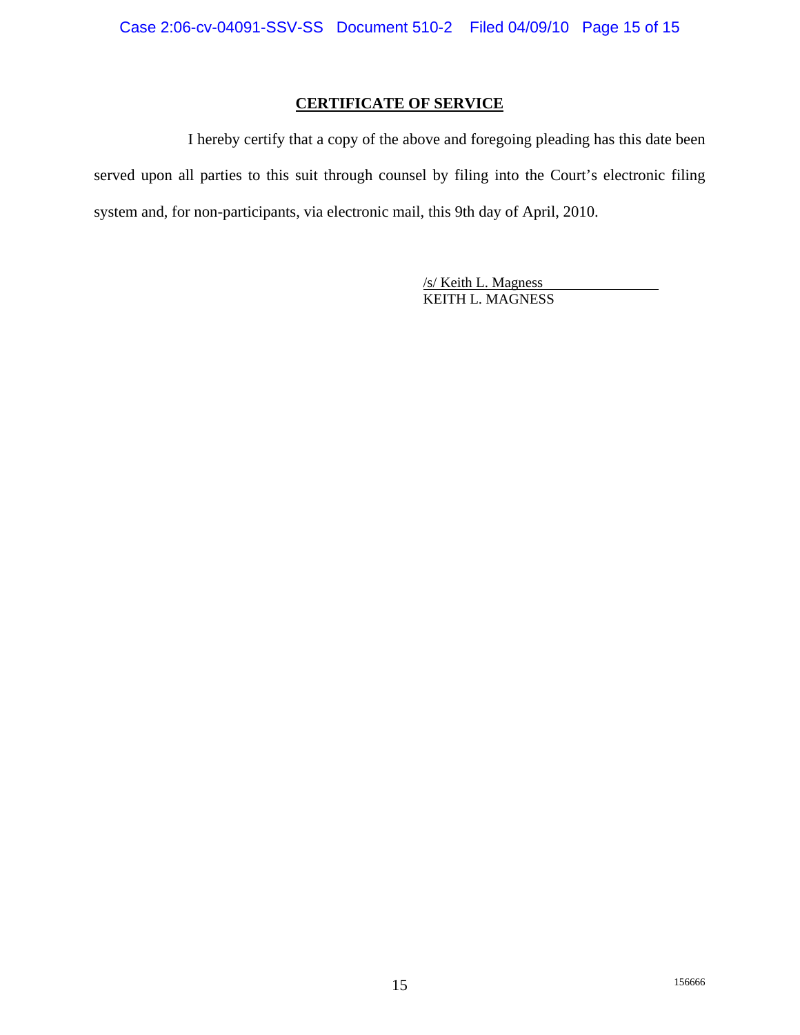## CERTIFICATE OF SERVICE

I hereby certify that a copy of the above and foregoing pleading has this date been served upon all parties to this suit through counsel by filing into the Court's electronic filing system and, for non-participants, via electronic mail, this 9th day of April, 2010.

/s/ Keith L. Magness
KEITH L. MAGNESS

156666